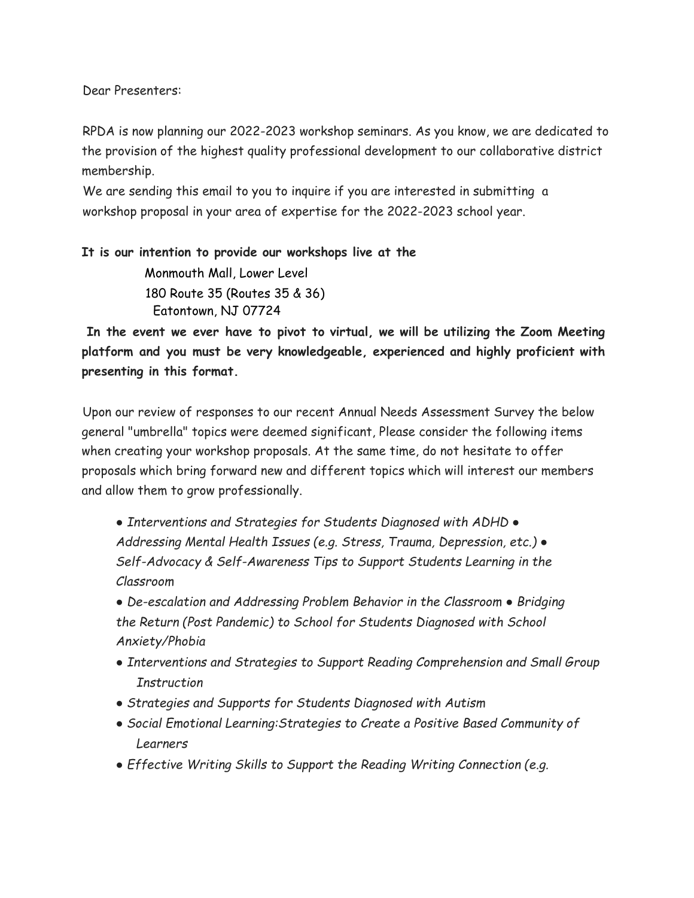Dear Presenters:

RPDA is now planning our 2022-2023 workshop seminars. As you know, we are dedicated to the provision of the highest quality professional development to our collaborative district membership.

We are sending this email to you to inquire if you are interested in submitting a workshop proposal in your area of expertise for the 2022-2023 school year.

**It is our intention to provide our workshops live at the**

Monmouth Mall, Lower Level
180 Route 35 (Routes 35 & 36)
Eatontown, NJ 07724

**In the event we ever have to pivot to virtual, we will be utilizing the Zoom Meeting platform and you must be very knowledgeable, experienced and highly proficient with presenting in this format.**

Upon our review of responses to our recent Annual Needs Assessment Survey the below general "umbrella" topics were deemed significant, Please consider the following items when creating your workshop proposals. At the same time, do not hesitate to offer proposals which bring forward new and different topics which will interest our members and allow them to grow professionally.

- *Interventions and Strategies for Students Diagnosed with ADHD*
- *Addressing Mental Health Issues (e.g. Stress, Trauma, Depression, etc.)*
- *Self-Advocacy & Self-Awareness Tips to Support Students Learning in the Classroom*
- *De-escalation and Addressing Problem Behavior in the Classroom*
- *Bridging the Return (Post Pandemic) to School for Students Diagnosed with School Anxiety/Phobia*
- *Interventions and Strategies to Support Reading Comprehension and Small Group Instruction*
- *Strategies and Supports for Students Diagnosed with Autism*
- *Social Emotional Learning:Strategies to Create a Positive Based Community of Learners*
- *Effective Writing Skills to Support the Reading Writing Connection (e.g.*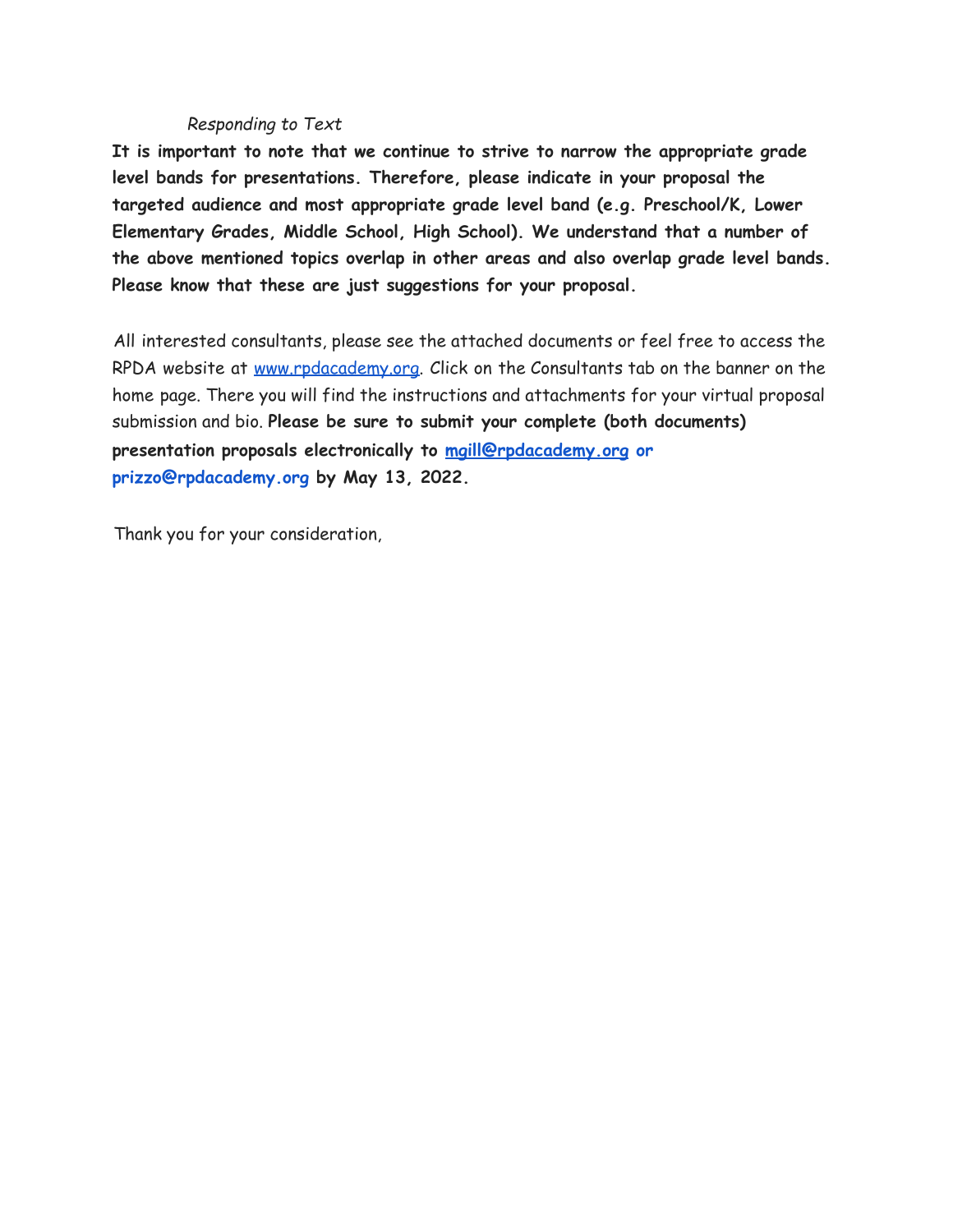*Responding to Text*

**It is important to note that we continue to strive to narrow the appropriate grade level bands for presentations. Therefore, please indicate in your proposal the targeted audience and most appropriate grade level band (e.g. Preschool/K, Lower Elementary Grades, Middle School, High School). We understand that a number of the above mentioned topics overlap in other areas and also overlap grade level bands. Please know that these are just suggestions for your proposal.**

All interested consultants, please see the attached documents or feel free to access the RPDA website at www.rpdacademy.org. Click on the Consultants tab on the banner on the home page. There you will find the instructions and attachments for your virtual proposal submission and bio. **Please be sure to submit your complete (both documents) presentation proposals electronically to mgill@rpdacademy.org or prizzo@rpdacademy.org by May 13, 2022.**

Thank you for your consideration,